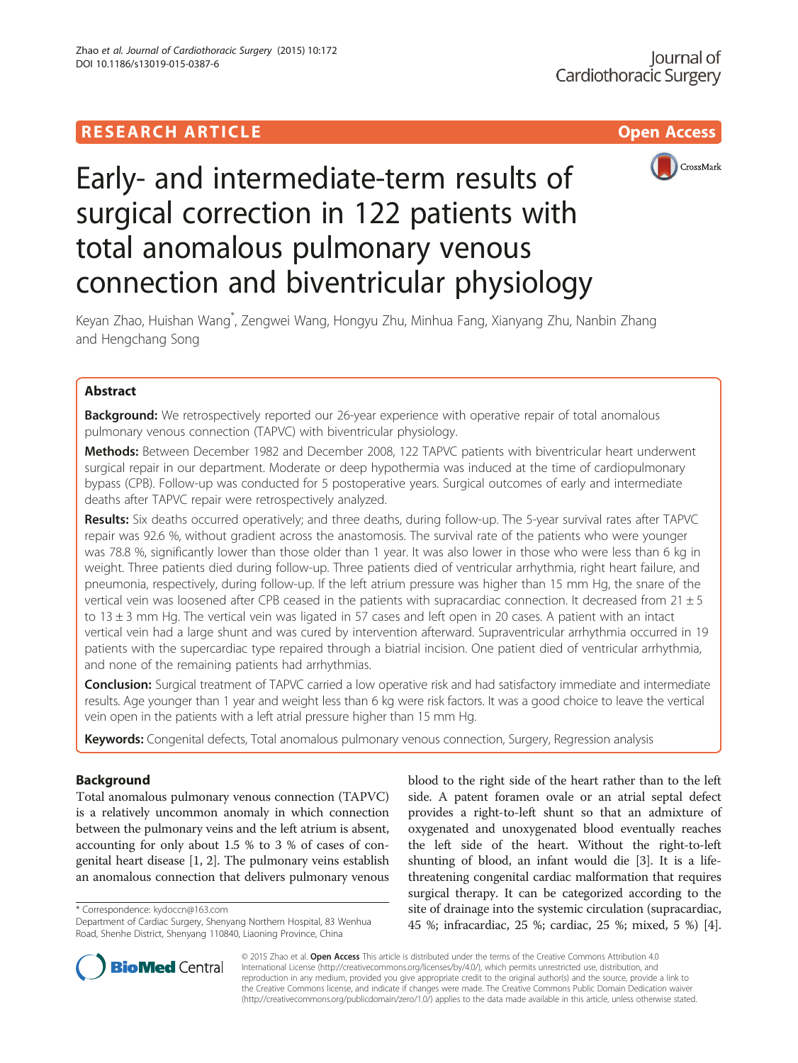RESEARCH ARTICLE

Open Access

# Early- and intermediate-term results of surgical correction in 122 patients with total anomalous pulmonary venous connection and biventricular physiology

Keyan Zhao, Huishan Wang*, Zengwei Wang, Hongyu Zhu, Minhua Fang, Xianyang Zhu, Nanbin Zhang and Hengchang Song

## Abstract

**Background:** We retrospectively reported our 26-year experience with operative repair of total anomalous pulmonary venous connection (TAPVC) with biventricular physiology.

**Methods:** Between December 1982 and December 2008, 122 TAPVC patients with biventricular heart underwent surgical repair in our department. Moderate or deep hypothermia was induced at the time of cardiopulmonary bypass (CPB). Follow-up was conducted for 5 postoperative years. Surgical outcomes of early and intermediate deaths after TAPVC repair were retrospectively analyzed.

**Results:** Six deaths occurred operatively; and three deaths, during follow-up. The 5-year survival rates after TAPVC repair was 92.6 %, without gradient across the anastomosis. The survival rate of the patients who were younger was 78.8 %, significantly lower than those older than 1 year. It was also lower in those who were less than 6 kg in weight. Three patients died during follow-up. Three patients died of ventricular arrhythmia, right heart failure, and pneumonia, respectively, during follow-up. If the left atrium pressure was higher than 15 mm Hg, the snare of the vertical vein was loosened after CPB ceased in the patients with supracardiac connection. It decreased from 21 ± 5 to 13 ± 3 mm Hg. The vertical vein was ligated in 57 cases and left open in 20 cases. A patient with an intact vertical vein had a large shunt and was cured by intervention afterward. Supraventricular arrhythmia occurred in 19 patients with the supercardiac type repaired through a biatrial incision. One patient died of ventricular arrhythmia, and none of the remaining patients had arrhythmias.

**Conclusion:** Surgical treatment of TAPVC carried a low operative risk and had satisfactory immediate and intermediate results. Age younger than 1 year and weight less than 6 kg were risk factors. It was a good choice to leave the vertical vein open in the patients with a left atrial pressure higher than 15 mm Hg.

**Keywords:** Congenital defects, Total anomalous pulmonary venous connection, Surgery, Regression analysis

## Background

Total anomalous pulmonary venous connection (TAPVC) is a relatively uncommon anomaly in which connection between the pulmonary veins and the left atrium is absent, accounting for only about 1.5 % to 3 % of cases of congenital heart disease [1, 2]. The pulmonary veins establish an anomalous connection that delivers pulmonary venous blood to the right side of the heart rather than to the left side. A patent foramen ovale or an atrial septal defect provides a right-to-left shunt so that an admixture of oxygenated and unoxygenated blood eventually reaches the left side of the heart. Without the right-to-left shunting of blood, an infant would die [3]. It is a life-threatening congenital cardiac malformation that requires surgical therapy. It can be categorized according to the site of drainage into the systemic circulation (supracardiac, 45 %; infracardiac, 25 %; cardiac, 25 %; mixed, 5 %) [4].

* Correspondence: kydoccn@163.com
Department of Cardiac Surgery, Shenyang Northern Hospital, 83 Wenhua Road, Shenhe District, Shenyang 110840, Liaoning Province, China

© 2015 Zhao et al. **Open Access** This article is distributed under the terms of the Creative Commons Attribution 4.0 International License (http://creativecommons.org/licenses/by/4.0/), which permits unrestricted use, distribution, and reproduction in any medium, provided you give appropriate credit to the original author(s) and the source, provide a link to the Creative Commons license, and indicate if changes were made. The Creative Commons Public Domain Dedication waiver (http://creativecommons.org/publicdomain/zero/1.0/) applies to the data made available in this article, unless otherwise stated.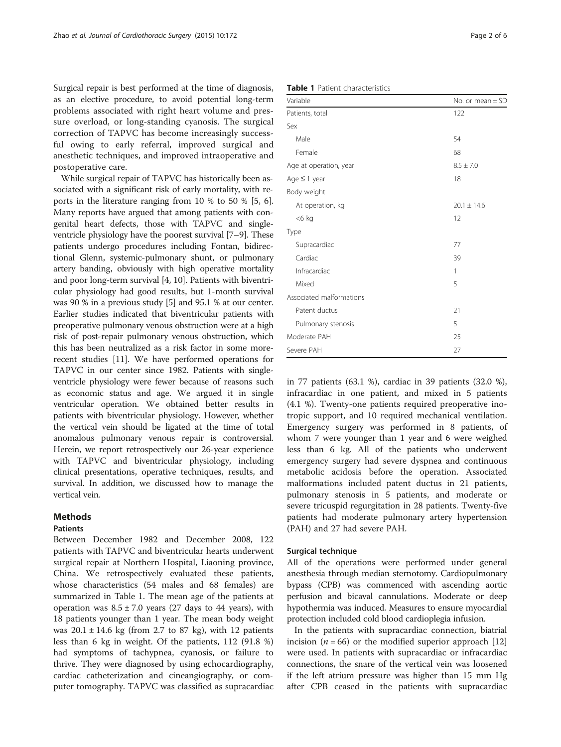Surgical repair is best performed at the time of diagnosis, as an elective procedure, to avoid potential long-term problems associated with right heart volume and pressure overload, or long-standing cyanosis. The surgical correction of TAPVC has become increasingly successful owing to early referral, improved surgical and anesthetic techniques, and improved intraoperative and postoperative care.

While surgical repair of TAPVC has historically been associated with a significant risk of early mortality, with reports in the literature ranging from 10 % to 50 % [5, 6]. Many reports have argued that among patients with congenital heart defects, those with TAPVC and single-ventricle physiology have the poorest survival [7–9]. These patients undergo procedures including Fontan, bidirectional Glenn, systemic-pulmonary shunt, or pulmonary artery banding, obviously with high operative mortality and poor long-term survival [4, 10]. Patients with biventricular physiology had good results, but 1-month survival was 90 % in a previous study [5] and 95.1 % at our center. Earlier studies indicated that biventricular patients with preoperative pulmonary venous obstruction were at a high risk of post-repair pulmonary venous obstruction, which this has been neutralized as a risk factor in some more-recent studies [11]. We have performed operations for TAPVC in our center since 1982. Patients with single-ventricle physiology were fewer because of reasons such as economic status and age. We argued it in single ventricular operation. We obtained better results in patients with biventricular physiology. However, whether the vertical vein should be ligated at the time of total anomalous pulmonary venous repair is controversial. Herein, we report retrospectively our 26-year experience with TAPVC and biventricular physiology, including clinical presentations, operative techniques, results, and survival. In addition, we discussed how to manage the vertical vein.

## Methods

### Patients

Between December 1982 and December 2008, 122 patients with TAPVC and biventricular hearts underwent surgical repair at Northern Hospital, Liaoning province, China. We retrospectively evaluated these patients, whose characteristics (54 males and 68 females) are summarized in Table 1. The mean age of the patients at operation was $8.5 \pm 7.0$ years (27 days to 44 years), with 18 patients younger than 1 year. The mean body weight was $20.1 \pm 14.6$ kg (from 2.7 to 87 kg), with 12 patients less than 6 kg in weight. Of the patients, 112 (91.8 %) had symptoms of tachypnea, cyanosis, or failure to thrive. They were diagnosed by using echocardiography, cardiac catheterization and cineangiography, or computer tomography. TAPVC was classified as supracardiac in 77 patients (63.1 %), cardiac in 39 patients (32.0 %), infracardiac in one patient, and mixed in 5 patients (4.1 %). Twenty-one patients required preoperative inotropic support, and 10 required mechanical ventilation. Emergency surgery was performed in 8 patients, of whom 7 were younger than 1 year and 6 were weighed less than 6 kg. All of the patients who underwent emergency surgery had severe dyspnea and continuous metabolic acidosis before the operation. Associated malformations included patent ductus in 21 patients, pulmonary stenosis in 5 patients, and moderate or severe tricuspid regurgitation in 28 patients. Twenty-five patients had moderate pulmonary artery hypertension (PAH) and 27 had severe PAH.

**Table 1** Patient characteristics

| Variable | No. or mean ± SD |
|---|---|
| Patients, total | 122 |
| Sex | |
| Male | 54 |
| Female | 68 |
| Age at operation, year | $8.5 \pm 7.0$ |
| Age ≤ 1 year | 18 |
| Body weight | |
| At operation, kg | $20.1 \pm 14.6$ |
| <6 kg | 12 |
| Type | |
| Supracardiac | 77 |
| Cardiac | 39 |
| Infracardiac | 1 |
| Mixed | 5 |
| Associated malformations | |
| Patent ductus | 21 |
| Pulmonary stenosis | 5 |
| Moderate PAH | 25 |
| Severe PAH | 27 |

### Surgical technique

All of the operations were performed under general anesthesia through median sternotomy. Cardiopulmonary bypass (CPB) was commenced with ascending aortic perfusion and bicaval cannulations. Moderate or deep hypothermia was induced. Measures to ensure myocardial protection included cold blood cardioplegia infusion.

In the patients with supracardiac connection, biatrial incision ($n = 66$) or the modified superior approach [12] were used. In patients with supracardiac or infracardiac connections, the snare of the vertical vein was loosened if the left atrium pressure was higher than 15 mm Hg after CPB ceased in the patients with supracardiac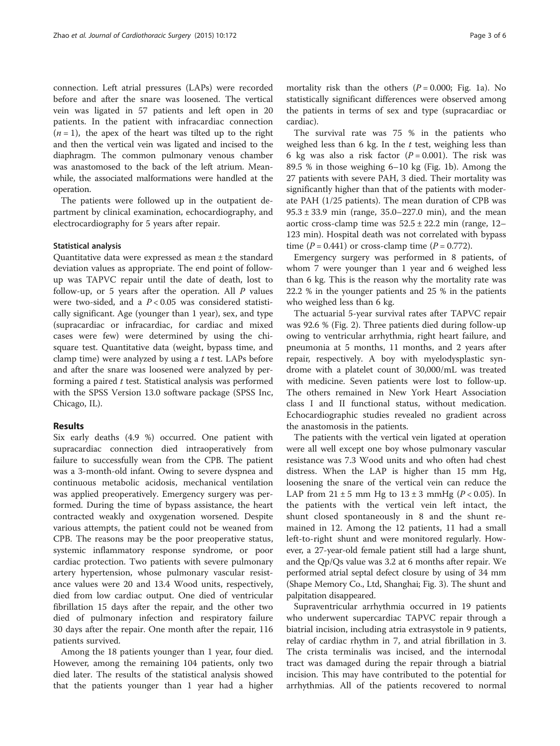connection. Left atrial pressures (LAPs) were recorded before and after the snare was loosened. The vertical vein was ligated in 57 patients and left open in 20 patients. In the patient with infracardiac connection ($n = 1$), the apex of the heart was tilted up to the right and then the vertical vein was ligated and incised to the diaphragm. The common pulmonary venous chamber was anastomosed to the back of the left atrium. Meanwhile, the associated malformations were handled at the operation.

The patients were followed up in the outpatient department by clinical examination, echocardiography, and electrocardiography for 5 years after repair.

### Statistical analysis

Quantitative data were expressed as mean ± the standard deviation values as appropriate. The end point of follow-up was TAPVC repair until the date of death, lost to follow-up, or 5 years after the operation. All $P$ values were two-sided, and a $P < 0.05$ was considered statistically significant. Age (younger than 1 year), sex, and type (supracardiac or infracardiac, for cardiac and mixed cases were few) were determined by using the chi-square test. Quantitative data (weight, bypass time, and clamp time) were analyzed by using a $t$ test. LAPs before and after the snare was loosened were analyzed by performing a paired $t$ test. Statistical analysis was performed with the SPSS Version 13.0 software package (SPSS Inc, Chicago, IL).

## Results

Six early deaths (4.9 %) occurred. One patient with supracardiac connection died intraoperatively from failure to successfully wean from the CPB. The patient was a 3-month-old infant. Owing to severe dyspnea and continuous metabolic acidosis, mechanical ventilation was applied preoperatively. Emergency surgery was performed. During the time of bypass assistance, the heart contracted weakly and oxygenation worsened. Despite various attempts, the patient could not be weaned from CPB. The reasons may be the poor preoperative status, systemic inflammatory response syndrome, or poor cardiac protection. Two patients with severe pulmonary artery hypertension, whose pulmonary vascular resistance values were 20 and 13.4 Wood units, respectively, died from low cardiac output. One died of ventricular fibrillation 15 days after the repair, and the other two died of pulmonary infection and respiratory failure 30 days after the repair. One month after the repair, 116 patients survived.

Among the 18 patients younger than 1 year, four died. However, among the remaining 104 patients, only two died later. The results of the statistical analysis showed that the patients younger than 1 year had a higher mortality risk than the others ($P = 0.000$; Fig. 1a). No statistically significant differences were observed among the patients in terms of sex and type (supracardiac or cardiac).

The survival rate was 75 % in the patients who weighed less than 6 kg. In the $t$ test, weighing less than 6 kg was also a risk factor ($P = 0.001$). The risk was 89.5 % in those weighing 6–10 kg (Fig. 1b). Among the 27 patients with severe PAH, 3 died. Their mortality was significantly higher than that of the patients with moderate PAH (1/25 patients). The mean duration of CPB was 95.3 ± 33.9 min (range, 35.0–227.0 min), and the mean aortic cross-clamp time was 52.5 ± 22.2 min (range, 12–123 min). Hospital death was not correlated with bypass time ($P = 0.441$) or cross-clamp time ($P = 0.772$).

Emergency surgery was performed in 8 patients, of whom 7 were younger than 1 year and 6 weighed less than 6 kg. This is the reason why the mortality rate was 22.2 % in the younger patients and 25 % in the patients who weighed less than 6 kg.

The actuarial 5-year survival rates after TAPVC repair was 92.6 % (Fig. 2). Three patients died during follow-up owing to ventricular arrhythmia, right heart failure, and pneumonia at 5 months, 11 months, and 2 years after repair, respectively. A boy with myelodysplastic syndrome with a platelet count of 30,000/mL was treated with medicine. Seven patients were lost to follow-up. The others remained in New York Heart Association class I and II functional status, without medication. Echocardiographic studies revealed no gradient across the anastomosis in the patients.

The patients with the vertical vein ligated at operation were all well except one boy whose pulmonary vascular resistance was 7.3 Wood units and who often had chest distress. When the LAP is higher than 15 mm Hg, loosening the snare of the vertical vein can reduce the LAP from 21 ± 5 mm Hg to 13 ± 3 mmHg ($P < 0.05$). In the patients with the vertical vein left intact, the shunt closed spontaneously in 8 and the shunt remained in 12. Among the 12 patients, 11 had a small left-to-right shunt and were monitored regularly. However, a 27-year-old female patient still had a large shunt, and the Qp/Qs value was 3.2 at 6 months after repair. We performed atrial septal defect closure by using of 34 mm (Shape Memory Co., Ltd, Shanghai; Fig. 3). The shunt and palpitation disappeared.

Supraventricular arrhythmia occurred in 19 patients who underwent supercardiac TAPVC repair through a biatrial incision, including atria extrasystole in 9 patients, relay of cardiac rhythm in 7, and atrial fibrillation in 3. The crista terminalis was incised, and the internodal tract was damaged during the repair through a biatrial incision. This may have contributed to the potential for arrhythmias. All of the patients recovered to normal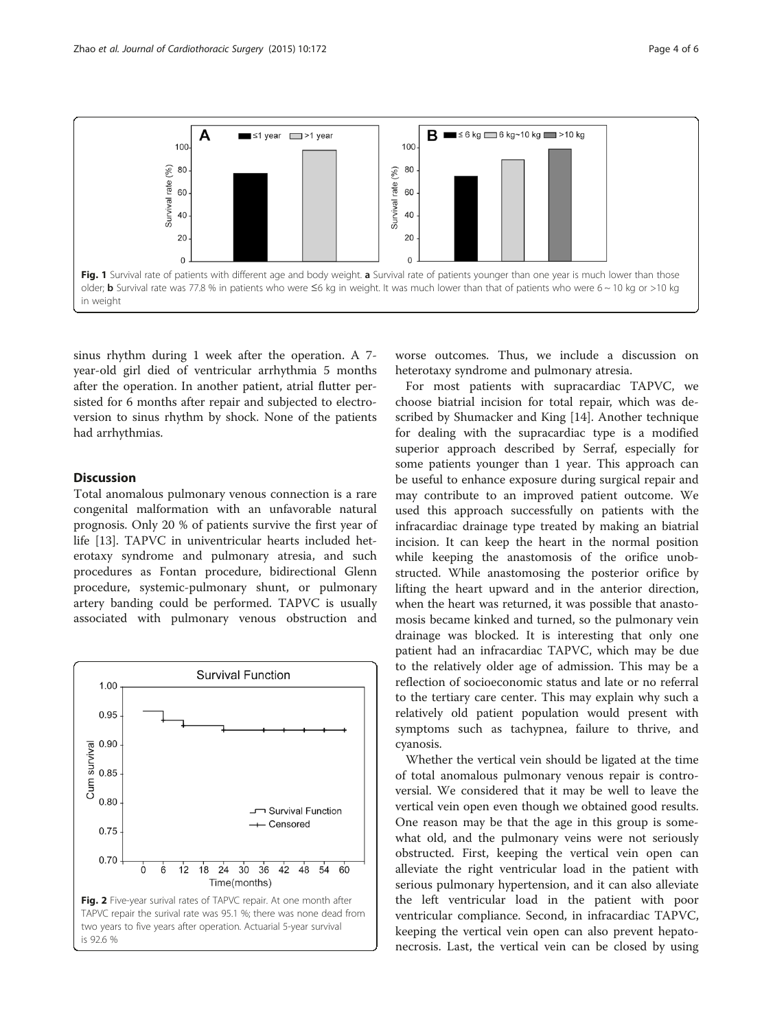A

≤1 year
>1 year

Survival rate (%)

100
80
60
40
20
0

B

≤ 6 kg
6 kg~10 kg
>10 kg

Survival rate (%)

100
80
60
40
20
0

**Fig. 1** Survival rate of patients with different age and body weight. **a** Survival rate of patients younger than one year is much lower than those older; **b** Survival rate was 77.8 % in patients who were ≤6 kg in weight. It was much lower than that of patients who were 6 ~ 10 kg or >10 kg in weight

sinus rhythm during 1 week after the operation. A 7-year-old girl died of ventricular arrhythmia 5 months after the operation. In another patient, atrial flutter persisted for 6 months after repair and subjected to electroversion to sinus rhythm by shock. None of the patients had arrhythmias.

## Discussion

Total anomalous pulmonary venous connection is a rare congenital malformation with an unfavorable natural prognosis. Only 20 % of patients survive the first year of life [13]. TAPVC in univentricular hearts included heterotaxy syndrome and pulmonary atresia, and such procedures as Fontan procedure, bidirectional Glenn procedure, systemic-pulmonary shunt, or pulmonary artery banding could be performed. TAPVC is usually associated with pulmonary venous obstruction and worse outcomes. Thus, we include a discussion on heterotaxy syndrome and pulmonary atresia.

Survival Function

Cum survival

1.00
0.95
0.90
0.85
0.80
0.75
0.70

Survival Function
Censored

0 6 12 18 24 30 36 42 48 54 60

Time(months)

**Fig. 2** Five-year surival rates of TAPVC repair. At one month after TAPVC repair the surival rate was 95.1 %; there was none dead from two years to five years after operation. Actuarial 5-year survival is 92.6 %

For most patients with supracardiac TAPVC, we choose biatrial incision for total repair, which was described by Shumacker and King [14]. Another technique for dealing with the supracardiac type is a modified superior approach described by Serraf, especially for some patients younger than 1 year. This approach can be useful to enhance exposure during surgical repair and may contribute to an improved patient outcome. We used this approach successfully on patients with the infracardiac drainage type treated by making an biatrial incision. It can keep the heart in the normal position while keeping the anastomosis of the orifice unobstructed. While anastomosing the posterior orifice by lifting the heart upward and in the anterior direction, when the heart was returned, it was possible that anastomosis became kinked and turned, so the pulmonary vein drainage was blocked. It is interesting that only one patient had an infracardiac TAPVC, which may be due to the relatively older age of admission. This may be a reflection of socioeconomic status and late or no referral to the tertiary care center. This may explain why such a relatively old patient population would present with symptoms such as tachypnea, failure to thrive, and cyanosis.

Whether the vertical vein should be ligated at the time of total anomalous pulmonary venous repair is controversial. We considered that it may be well to leave the vertical vein open even though we obtained good results. One reason may be that the age in this group is somewhat old, and the pulmonary veins were not seriously obstructed. First, keeping the vertical vein open can alleviate the right ventricular load in the patient with serious pulmonary hypertension, and it can also alleviate the left ventricular load in the patient with poor ventricular compliance. Second, in infracardiac TAPVC, keeping the vertical vein open can also prevent hepatonecrosis. Last, the vertical vein can be closed by using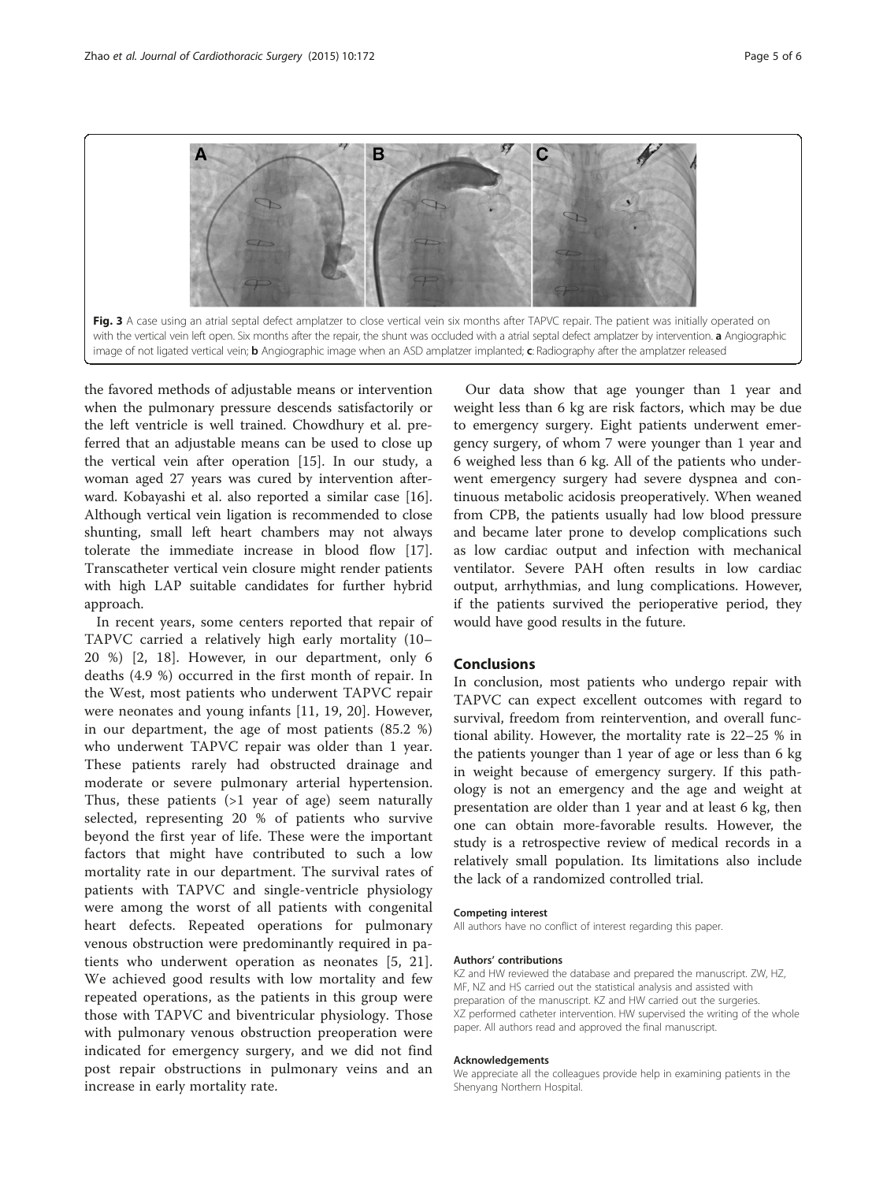Fig. 3 A case using an atrial septal defect amplatzer to close vertical vein six months after TAPVC repair. The patient was initially operated on with the vertical vein left open. Six months after the repair, the shunt was occluded with a atrial septal defect amplatzer by intervention. **a** Angiographic image of not ligated vertical vein; **b** Angiographic image when an ASD amplatzer implanted; **c**: Radiography after the amplatzer released

the favored methods of adjustable means or intervention when the pulmonary pressure descends satisfactorily or the left ventricle is well trained. Chowdhury et al. preferred that an adjustable means can be used to close up the vertical vein after operation [15]. In our study, a woman aged 27 years was cured by intervention afterward. Kobayashi et al. also reported a similar case [16]. Although vertical vein ligation is recommended to close shunting, small left heart chambers may not always tolerate the immediate increase in blood flow [17]. Transcatheter vertical vein closure might render patients with high LAP suitable candidates for further hybrid approach.

In recent years, some centers reported that repair of TAPVC carried a relatively high early mortality (10–20 %) [2, 18]. However, in our department, only 6 deaths (4.9 %) occurred in the first month of repair. In the West, most patients who underwent TAPVC repair were neonates and young infants [11, 19, 20]. However, in our department, the age of most patients (85.2 %) who underwent TAPVC repair was older than 1 year. These patients rarely had obstructed drainage and moderate or severe pulmonary arterial hypertension. Thus, these patients (>1 year of age) seem naturally selected, representing 20 % of patients who survive beyond the first year of life. These were the important factors that might have contributed to such a low mortality rate in our department. The survival rates of patients with TAPVC and single-ventricle physiology were among the worst of all patients with congenital heart defects. Repeated operations for pulmonary venous obstruction were predominantly required in patients who underwent operation as neonates [5, 21]. We achieved good results with low mortality and few repeated operations, as the patients in this group were those with TAPVC and biventricular physiology. Those with pulmonary venous obstruction preoperation were indicated for emergency surgery, and we did not find post repair obstructions in pulmonary veins and an increase in early mortality rate.

Our data show that age younger than 1 year and weight less than 6 kg are risk factors, which may be due to emergency surgery. Eight patients underwent emergency surgery, of whom 7 were younger than 1 year and 6 weighed less than 6 kg. All of the patients who underwent emergency surgery had severe dyspnea and continuous metabolic acidosis preoperatively. When weaned from CPB, the patients usually had low blood pressure and became later prone to develop complications such as low cardiac output and infection with mechanical ventilator. Severe PAH often results in low cardiac output, arrhythmias, and lung complications. However, if the patients survived the perioperative period, they would have good results in the future.

## Conclusions

In conclusion, most patients who undergo repair with TAPVC can expect excellent outcomes with regard to survival, freedom from reintervention, and overall functional ability. However, the mortality rate is 22–25 % in the patients younger than 1 year of age or less than 6 kg in weight because of emergency surgery. If this pathology is not an emergency and the age and weight at presentation are older than 1 year and at least 6 kg, then one can obtain more-favorable results. However, the study is a retrospective review of medical records in a relatively small population. Its limitations also include the lack of a randomized controlled trial.

#### Competing interest

All authors have no conflict of interest regarding this paper.

#### Authors' contributions

KZ and HW reviewed the database and prepared the manuscript. ZW, HZ, MF, NZ and HS carried out the statistical analysis and assisted with preparation of the manuscript. KZ and HW carried out the surgeries. XZ performed catheter intervention. HW supervised the writing of the whole paper. All authors read and approved the final manuscript.

#### Acknowledgements

We appreciate all the colleagues provide help in examining patients in the Shenyang Northern Hospital.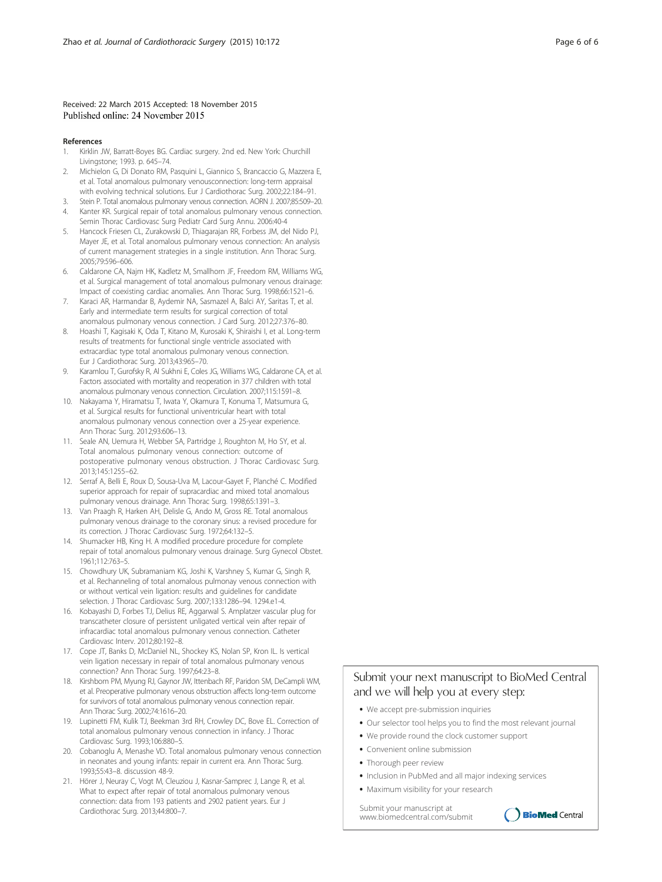Received: 22 March 2015 Accepted: 18 November 2015
Published online: 24 November 2015

## References

1. Kirklin JW, Barratt-Boyes BG. Cardiac surgery. 2nd ed. New York: Churchill Livingstone; 1993. p. 645–74.
2. Michielon G, Di Donato RM, Pasquini L, Giannico S, Brancaccio G, Mazzera E, et al. Total anomalous pulmonary venousconnection: long-term appraisal with evolving technical solutions. Eur J Cardiothorac Surg. 2002;22:184–91.
3. Stein P. Total anomalous pulmonary venous connection. AORN J. 2007;85:509–20.
4. Kanter KR. Surgical repair of total anomalous pulmonary venous connection. Semin Thorac Cardiovasc Surg Pediatr Card Surg Annu. 2006:40-4
5. Hancock Friesen CL, Zurakowski D, Thiagarajan RR, Forbess JM, del Nido PJ, Mayer JE, et al. Total anomalous pulmonary venous connection: An analysis of current management strategies in a single institution. Ann Thorac Surg. 2005;79:596–606.
6. Caldarone CA, Najm HK, Kadletz M, Smallhorn JF, Freedom RM, Williams WG, et al. Surgical management of total anomalous pulmonary venous drainage: Impact of coexisting cardiac anomalies. Ann Thorac Surg. 1998;66:1521–6.
7. Karaci AR, Harmandar B, Aydemir NA, Sasmazel A, Balci AY, Saritas T, et al. Early and intermediate term results for surgical correction of total anomalous pulmonary venous connection. J Card Surg. 2012;27:376–80.
8. Hoashi T, Kagisaki K, Oda T, Kitano M, Kurosaki K, Shiraishi I, et al. Long-term results of treatments for functional single ventricle associated with extracardiac type total anomalous pulmonary venous connection. Eur J Cardiothorac Surg. 2013;43:965–70.
9. Karamlou T, Gurofsky R, Al Sukhni E, Coles JG, Williams WG, Caldarone CA, et al. Factors associated with mortality and reoperation in 377 children with total anomalous pulmonary venous connection. Circulation. 2007;115:1591–8.
10. Nakayama Y, Hiramatsu T, Iwata Y, Okamura T, Konuma T, Matsumura G, et al. Surgical results for functional univentricular heart with total anomalous pulmonary venous connection over a 25-year experience. Ann Thorac Surg. 2012;93:606–13.
11. Seale AN, Uemura H, Webber SA, Partridge J, Roughton M, Ho SY, et al. Total anomalous pulmonary venous connection: outcome of postoperative pulmonary venous obstruction. J Thorac Cardiovasc Surg. 2013;145:1255–62.
12. Serraf A, Belli E, Roux D, Sousa-Uva M, Lacour-Gayet F, Planché C. Modified superior approach for repair of supracardiac and mixed total anomalous pulmonary venous drainage. Ann Thorac Surg. 1998;65:1391–3.
13. Van Praagh R, Harken AH, Delisle G, Ando M, Gross RE. Total anomalous pulmonary venous drainage to the coronary sinus: a revised procedure for its correction. J Thorac Cardiovasc Surg. 1972;64:132–5.
14. Shumacker HB, King H. A modified procedure procedure for complete repair of total anomalous pulmonary venous drainage. Surg Gynecol Obstet. 1961;112:763–5.
15. Chowdhury UK, Subramaniam KG, Joshi K, Varshney S, Kumar G, Singh R, et al. Rechanneling of total anomalous pulmonay venous connection with or without vertical vein ligation: results and guidelines for candidate selection. J Thorac Cardiovasc Surg. 2007;133:1286–94. 1294.e1-4.
16. Kobayashi D, Forbes TJ, Delius RE, Aggarwal S. Amplatzer vascular plug for transcatheter closure of persistent unligated vertical vein after repair of infracardiac total anomalous pulmonary venous connection. Catheter Cardiovasc Interv. 2012;80:192–8.
17. Cope JT, Banks D, McDaniel NL, Shockey KS, Nolan SP, Kron IL. Is vertical vein ligation necessary in repair of total anomalous pulmonary venous connection? Ann Thorac Surg. 1997;64:23–8.
18. Kirshbom PM, Myung RJ, Gaynor JW, Ittenbach RF, Paridon SM, DeCampli WM, et al. Preoperative pulmonary venous obstruction affects long-term outcome for survivors of total anomalous pulmonary venous connection repair. Ann Thorac Surg. 2002;74:1616–20.
19. Lupinetti FM, Kulik TJ, Beekman 3rd RH, Crowley DC, Bove EL. Correction of total anomalous pulmonary venous connection in infancy. J Thorac Cardiovasc Surg. 1993;106:880–5.
20. Cobanoglu A, Menashe VD. Total anomalous pulmonary venous connection in neonates and young infants: repair in current era. Ann Thorac Surg. 1993;55:43–8. discussion 48-9.
21. Hörer J, Neuray C, Vogt M, Cleuziou J, Kasnar-Samprec J, Lange R, et al. What to expect after repair of total anomalous pulmonary venous connection: data from 193 patients and 2902 patient years. Eur J Cardiothorac Surg. 2013;44:800–7.

Submit your next manuscript to BioMed Central and we will help you at every step:

- We accept pre-submission inquiries
- Our selector tool helps you to find the most relevant journal
- We provide round the clock customer support
- Convenient online submission
- Thorough peer review
- Inclusion in PubMed and all major indexing services
- Maximum visibility for your research

Submit your manuscript at
www.biomedcentral.com/submit

BioMed Central